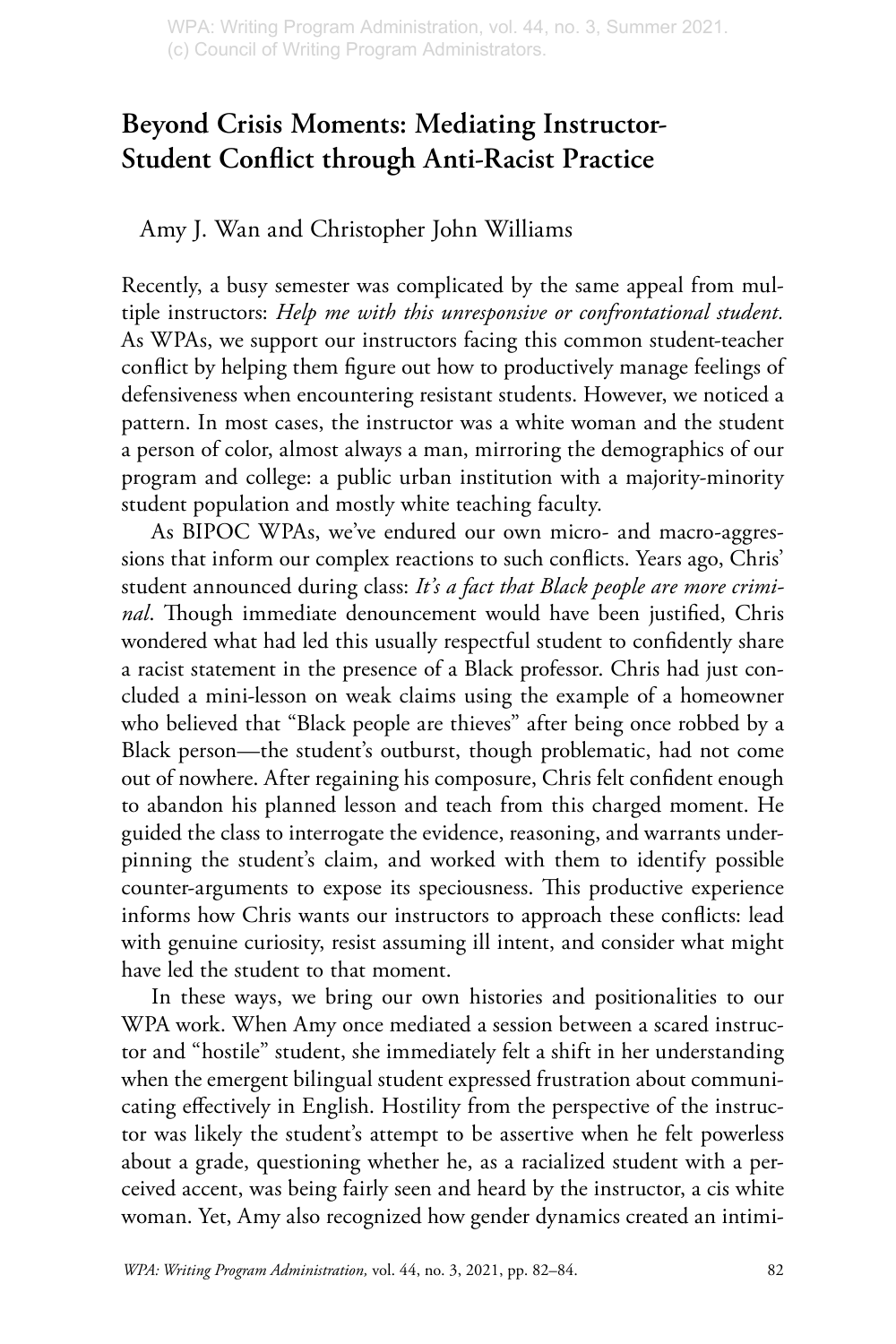# Beyond Crisis Moments: Mediating Instructor-Student Conflict through Anti-Racist Practice

Amy J. Wan and Christopher John Williams

Recently, a busy semester was complicated by the same appeal from multiple instructors: *Help me with this unresponsive or confrontational student.* As WPAs, we support our instructors facing this common student-teacher conflict by helping them figure out how to productively manage feelings of defensiveness when encountering resistant students. However, we noticed a pattern. In most cases, the instructor was a white woman and the student a person of color, almost always a man, mirroring the demographics of our program and college: a public urban institution with a majority-minority student population and mostly white teaching faculty.

As BIPOC WPAs, we've endured our own micro- and macro-aggressions that inform our complex reactions to such conflicts. Years ago, Chris' student announced during class: *It's a fact that Black people are more criminal*. Though immediate denouncement would have been justified, Chris wondered what had led this usually respectful student to confidently share a racist statement in the presence of a Black professor. Chris had just concluded a mini-lesson on weak claims using the example of a homeowner who believed that "Black people are thieves" after being once robbed by a Black person—the student's outburst, though problematic, had not come out of nowhere. After regaining his composure, Chris felt confident enough to abandon his planned lesson and teach from this charged moment. He guided the class to interrogate the evidence, reasoning, and warrants underpinning the student's claim, and worked with them to identify possible counter-arguments to expose its speciousness. This productive experience informs how Chris wants our instructors to approach these conflicts: lead with genuine curiosity, resist assuming ill intent, and consider what might have led the student to that moment.

In these ways, we bring our own histories and positionalities to our WPA work. When Amy once mediated a session between a scared instructor and "hostile" student, she immediately felt a shift in her understanding when the emergent bilingual student expressed frustration about communicating effectively in English. Hostility from the perspective of the instructor was likely the student's attempt to be assertive when he felt powerless about a grade, questioning whether he, as a racialized student with a perceived accent, was being fairly seen and heard by the instructor, a cis white woman. Yet, Amy also recognized how gender dynamics created an intimi-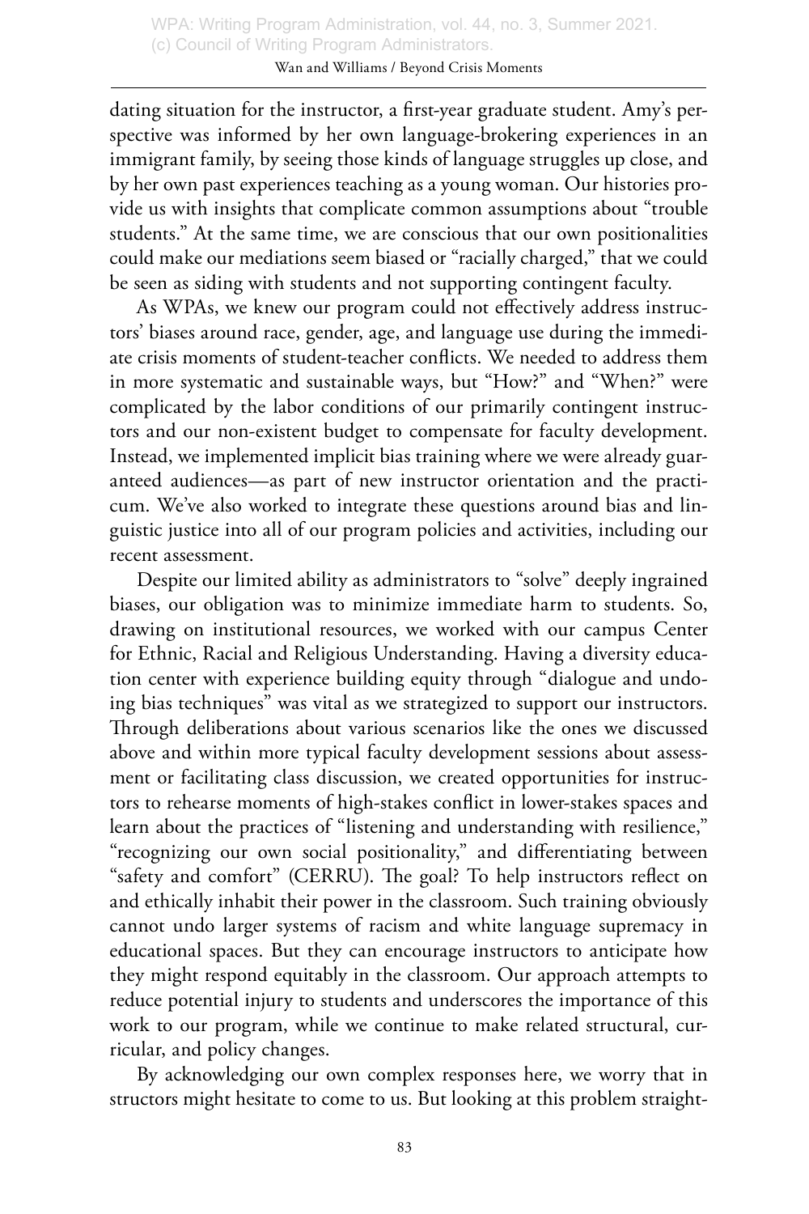dating situation for the instructor, a first-year graduate student. Amy's perspective was informed by her own language-brokering experiences in an immigrant family, by seeing those kinds of language struggles up close, and by her own past experiences teaching as a young woman. Our histories provide us with insights that complicate common assumptions about "trouble students." At the same time, we are conscious that our own positionalities could make our mediations seem biased or "racially charged," that we could be seen as siding with students and not supporting contingent faculty.

As WPAs, we knew our program could not effectively address instructors' biases around race, gender, age, and language use during the immediate crisis moments of student-teacher conflicts. We needed to address them in more systematic and sustainable ways, but "How?" and "When?" were complicated by the labor conditions of our primarily contingent instructors and our non-existent budget to compensate for faculty development. Instead, we implemented implicit bias training where we were already guaranteed audiences—as part of new instructor orientation and the practicum. We've also worked to integrate these questions around bias and linguistic justice into all of our program policies and activities, including our recent assessment.

Despite our limited ability as administrators to "solve" deeply ingrained biases, our obligation was to minimize immediate harm to students. So, drawing on institutional resources, we worked with our campus Center for Ethnic, Racial and Religious Understanding. Having a diversity education center with experience building equity through "dialogue and undoing bias techniques" was vital as we strategized to support our instructors. Through deliberations about various scenarios like the ones we discussed above and within more typical faculty development sessions about assessment or facilitating class discussion, we created opportunities for instructors to rehearse moments of high-stakes conflict in lower-stakes spaces and learn about the practices of "listening and understanding with resilience," "recognizing our own social positionality," and differentiating between "safety and comfort" (CERRU). The goal? To help instructors reflect on and ethically inhabit their power in the classroom. Such training obviously cannot undo larger systems of racism and white language supremacy in educational spaces. But they can encourage instructors to anticipate how they might respond equitably in the classroom. Our approach attempts to reduce potential injury to students and underscores the importance of this work to our program, while we continue to make related structural, curricular, and policy changes.

By acknowledging our own complex responses here, we worry that instructors might hesitate to come to us. But looking at this problem straight-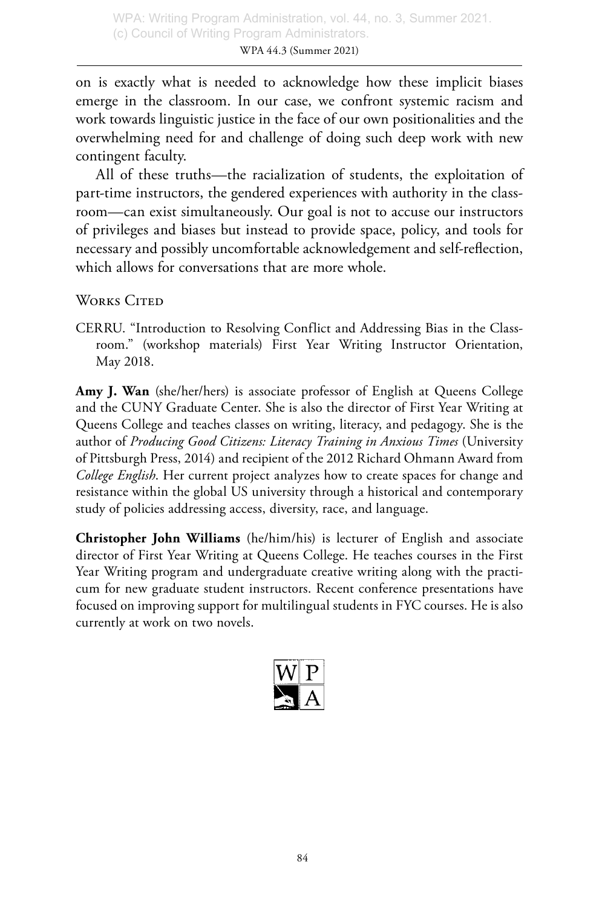on is exactly what is needed to acknowledge how these implicit biases emerge in the classroom. In our case, we confront systemic racism and work towards linguistic justice in the face of our own positionalities and the overwhelming need for and challenge of doing such deep work with new contingent faculty.

All of these truths—the racialization of students, the exploitation of part-time instructors, the gendered experiences with authority in the classroom—can exist simultaneously. Our goal is not to accuse our instructors of privileges and biases but instead to provide space, policy, and tools for necessary and possibly uncomfortable acknowledgement and self-reflection, which allows for conversations that are more whole.

## Works Cited

CERRU. "Introduction to Resolving Conflict and Addressing Bias in the Classroom." (workshop materials) First Year Writing Instructor Orientation, May 2018.

**Amy J. Wan** (she/her/hers) is associate professor of English at Queens College and the CUNY Graduate Center. She is also the director of First Year Writing at Queens College and teaches classes on writing, literacy, and pedagogy. She is the author of *Producing Good Citizens: Literacy Training in Anxious Times* (University of Pittsburgh Press, 2014) and recipient of the 2012 Richard Ohmann Award from *College English*. Her current project analyzes how to create spaces for change and resistance within the global US university through a historical and contemporary study of policies addressing access, diversity, race, and language.

**Christopher John Williams** (he/him/his) is lecturer of English and associate director of First Year Writing at Queens College. He teaches courses in the First Year Writing program and undergraduate creative writing along with the practicum for new graduate student instructors. Recent conference presentations have focused on improving support for multilingual students in FYC courses. He is also currently at work on two novels.